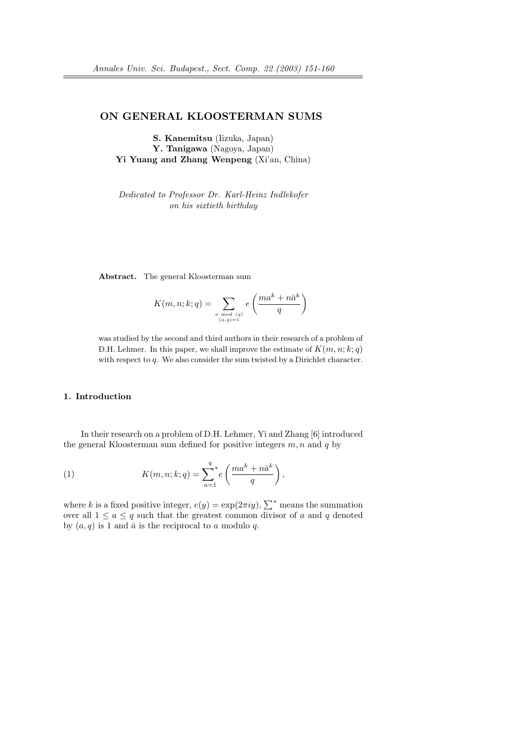# ON GENERAL KLOOSTERMAN SUMS

**S. Kanemitsu** (Iizuka, Japan)
**Y. Tanigawa** (Nagoya, Japan)
**Yi Yuang and Zhang Wenpeng** (Xi'an, China)

*Dedicated to Professor Dr. Karl-Heinz Indlekofer on his sixtieth birthday*

**Abstract.** The general Kloosterman sum

$$K(m,n;k;q) = \sum_{\substack{a \bmod (q) \\ (a,q)=1}} e\left(\frac{ma^k + n\bar{a}^k}{q}\right)$$

was studied by the second and third authors in their research of a problem of D.H. Lehmer. In this paper, we shall improve the estimate of $K(m,n;k;q)$ with respect to $q$. We also consider the sum twisted by a Dirichlet character.

## 1. Introduction

In their research on a problem of D.H. Lehmer, Yi and Zhang [6] introduced the general Kloosterman sum defined for positive integers $m, n$ and $q$ by

$$K(m,n;k;q) = \sideset{}{^*}\sum_{a=1}^{q} e\left(\frac{ma^k + n\bar{a}^k}{q}\right), \tag{1}$$

where $k$ is a fixed positive integer, $e(y) = \exp(2\pi i y)$, $\sum^*$ means the summation over all $1 \le a \le q$ such that the greatest common divisor of $a$ and $q$ denoted by $(a,q)$ is 1 and $\bar{a}$ is the reciprocal to $a$ modulo $q$.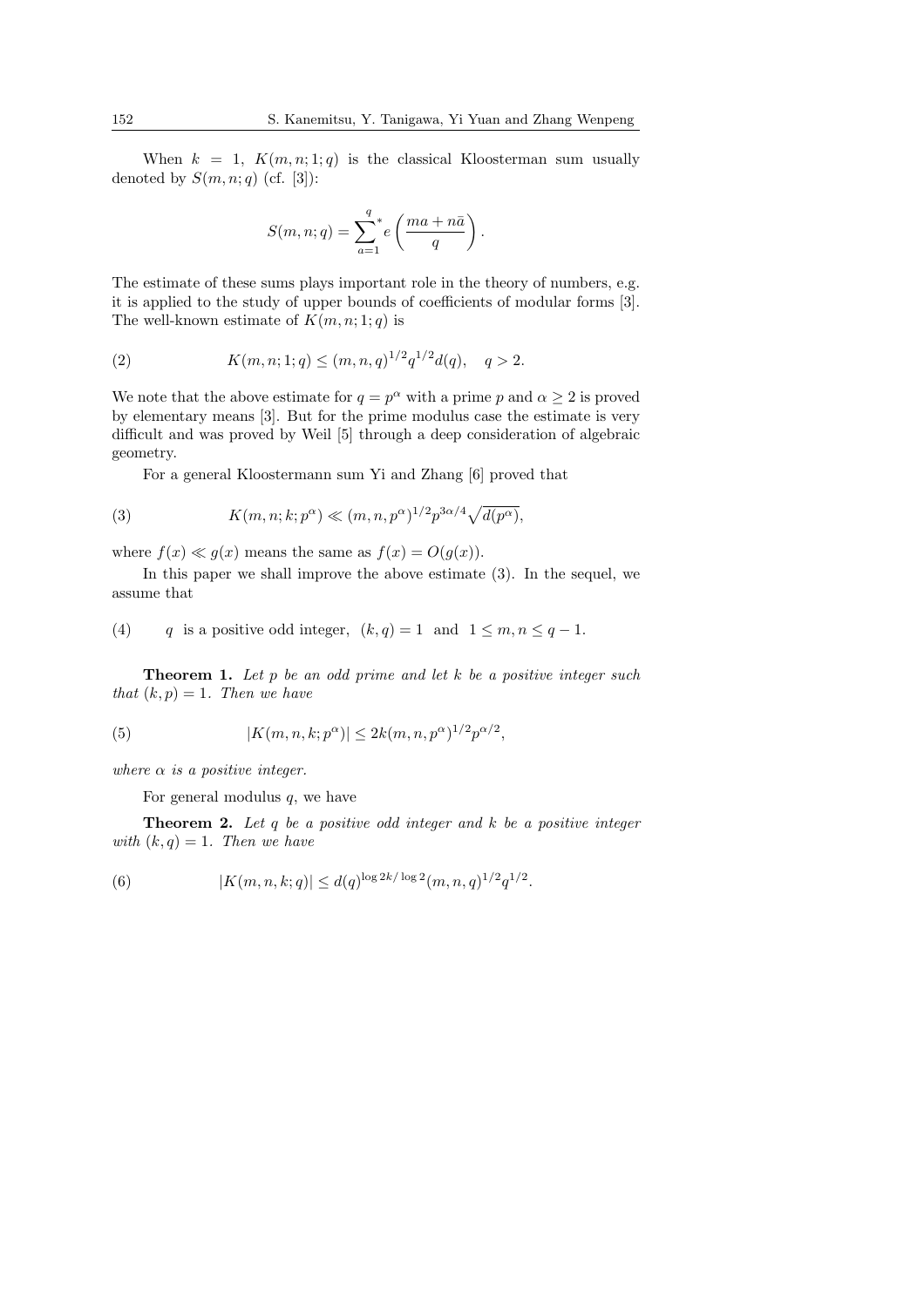When $k = 1$, $K(m, n; 1; q)$ is the classical Kloosterman sum usually denoted by $S(m, n; q)$ (cf. [3]):

$$S(m, n; q) = \sum_{a=1}^{q}{}^{*} e\left(\frac{ma + n\bar{a}}{q}\right).$$

The estimate of these sums plays important role in the theory of numbers, e.g. it is applied to the study of upper bounds of coefficients of modular forms [3]. The well-known estimate of $K(m, n; 1; q)$ is

$$K(m, n; 1; q) \leq (m, n, q)^{1/2} q^{1/2} d(q), \quad q > 2. \tag{2}$$

We note that the above estimate for $q = p^{\alpha}$ with a prime $p$ and $\alpha \geq 2$ is proved by elementary means [3]. But for the prime modulus case the estimate is very difficult and was proved by Weil [5] through a deep consideration of algebraic geometry.

For a general Kloostermann sum Yi and Zhang [6] proved that

$$K(m, n; k; p^{\alpha}) \ll (m, n, p^{\alpha})^{1/2} p^{3\alpha/4} \sqrt{d(p^{\alpha})}, \tag{3}$$

where $f(x) \ll g(x)$ means the same as $f(x) = O(g(x))$.

In this paper we shall improve the above estimate (3). In the sequel, we assume that

$$q \text{ is a positive odd integer}, \ (k, q) = 1 \ \text{ and } \ 1 \leq m, n \leq q - 1. \tag{4}$$

**Theorem 1.** *Let $p$ be an odd prime and let $k$ be a positive integer such that $(k, p) = 1$. Then we have*

$$|K(m, n, k; p^{\alpha})| \leq 2k(m, n, p^{\alpha})^{1/2} p^{\alpha/2}, \tag{5}$$

*where $\alpha$ is a positive integer.*

For general modulus $q$, we have

**Theorem 2.** *Let $q$ be a positive odd integer and $k$ be a positive integer with $(k, q) = 1$. Then we have*

$$|K(m, n, k; q)| \leq d(q)^{\log 2k/\log 2} (m, n, q)^{1/2} q^{1/2}. \tag{6}$$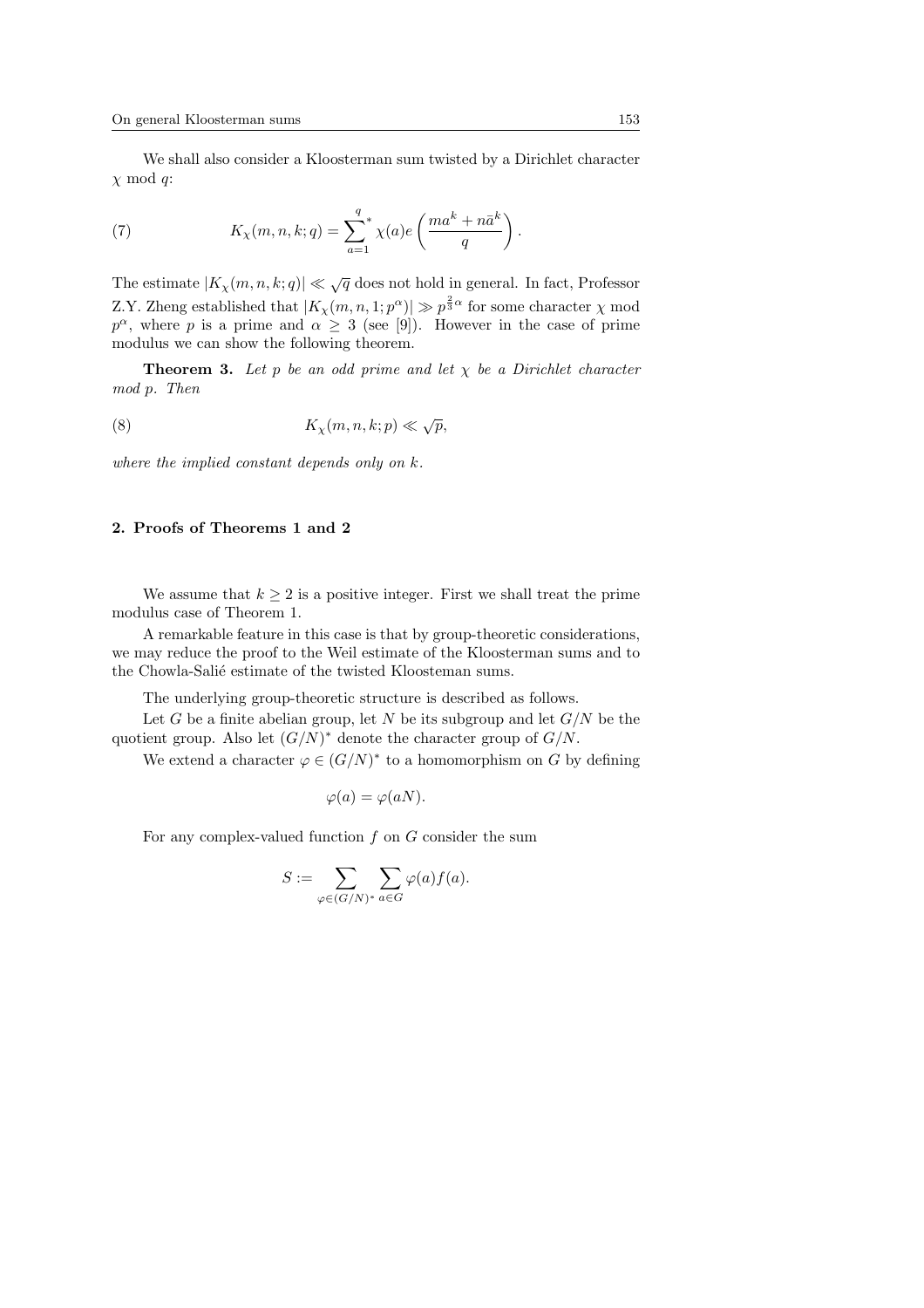We shall also consider a Kloosterman sum twisted by a Dirichlet character $\chi$ mod $q$:

$$K_\chi(m,n,k;q) = \sum_{a=1}^{q}{}^{*} \chi(a) e\left(\frac{ma^k + n\bar{a}^k}{q}\right). \tag{7}$$

The estimate $|K_\chi(m,n,k;q)| \ll \sqrt{q}$ does not hold in general. In fact, Professor Z.Y. Zheng established that $|K_\chi(m,n,1;p^\alpha)| \gg p^{\frac{2}{3}\alpha}$ for some character $\chi$ mod $p^\alpha$, where $p$ is a prime and $\alpha \geq 3$ (see [9]). However in the case of prime modulus we can show the following theorem.

**Theorem 3.** *Let $p$ be an odd prime and let $\chi$ be a Dirichlet character mod $p$. Then*

$$K_\chi(m,n,k;p) \ll \sqrt{p}, \tag{8}$$

*where the implied constant depends only on $k$.*

## 2. Proofs of Theorems 1 and 2

We assume that $k \geq 2$ is a positive integer. First we shall treat the prime modulus case of Theorem 1.

A remarkable feature in this case is that by group-theoretic considerations, we may reduce the proof to the Weil estimate of the Kloosterman sums and to the Chowla-Salié estimate of the twisted Kloosteman sums.

The underlying group-theoretic structure is described as follows.

Let $G$ be a finite abelian group, let $N$ be its subgroup and let $G/N$ be the quotient group. Also let $(G/N)^*$ denote the character group of $G/N$.

We extend a character $\varphi \in (G/N)^*$ to a homomorphism on $G$ by defining

$$\varphi(a) = \varphi(aN).$$

For any complex-valued function $f$ on $G$ consider the sum

$$S := \sum_{\varphi \in (G/N)^*} \sum_{a \in G} \varphi(a) f(a).$$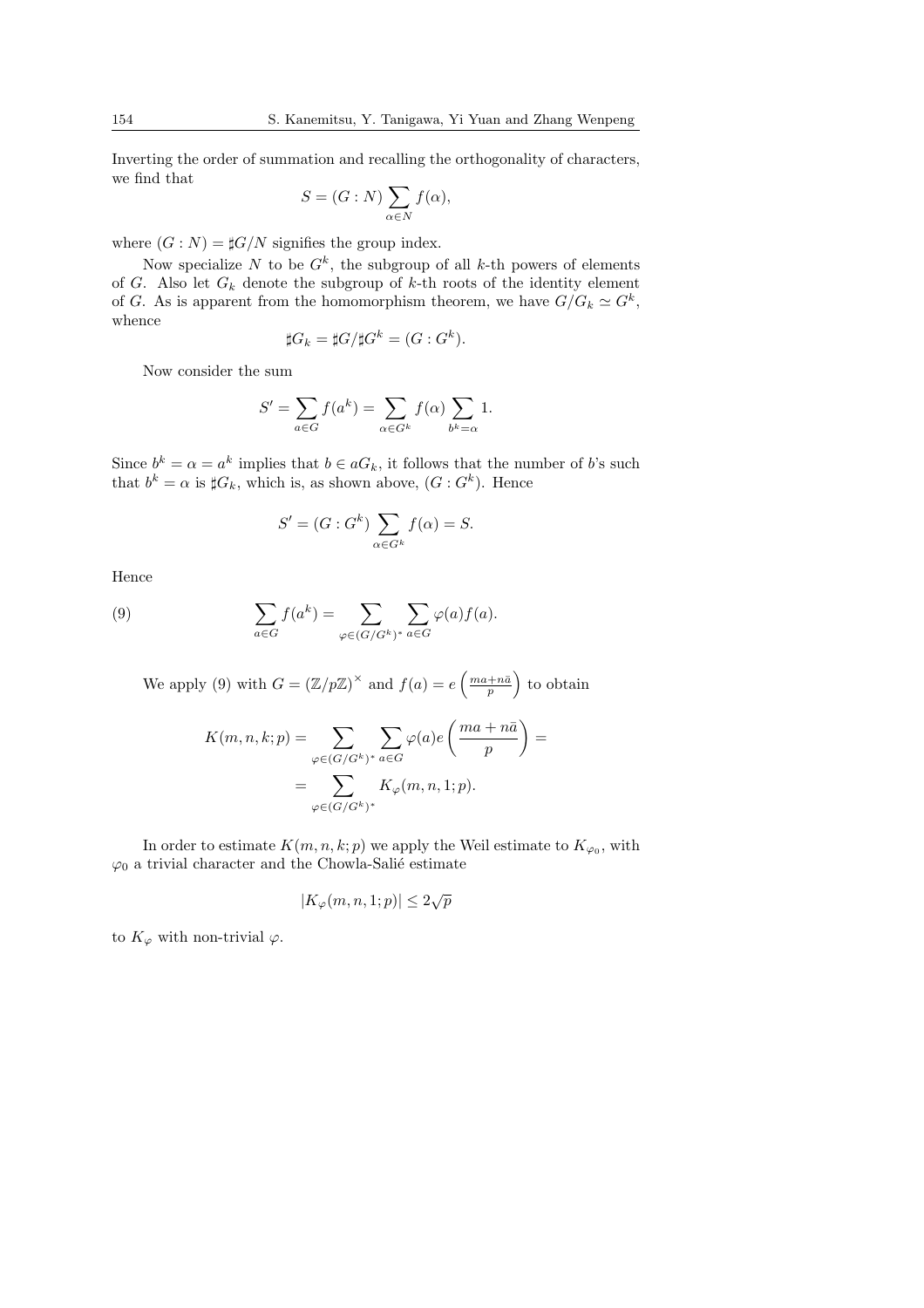Inverting the order of summation and recalling the orthogonality of characters, we find that

$$S = (G : N) \sum_{\alpha \in N} f(\alpha),$$

where $(G : N) = \sharp G/N$ signifies the group index.

Now specialize $N$ to be $G^k$, the subgroup of all $k$-th powers of elements of $G$. Also let $G_k$ denote the subgroup of $k$-th roots of the identity element of $G$. As is apparent from the homomorphism theorem, we have $G/G_k \simeq G^k$, whence

$$\sharp G_k = \sharp G / \sharp G^k = (G : G^k).$$

Now consider the sum

$$S' = \sum_{a \in G} f(a^k) = \sum_{\alpha \in G^k} f(\alpha) \sum_{b^k = \alpha} 1.$$

Since $b^k = \alpha = a^k$ implies that $b \in aG_k$, it follows that the number of $b$'s such that $b^k = \alpha$ is $\sharp G_k$, which is, as shown above, $(G : G^k)$. Hence

$$S' = (G : G^k) \sum_{\alpha \in G^k} f(\alpha) = S.$$

Hence

$$\sum_{a \in G} f(a^k) = \sum_{\varphi \in (G/G^k)^*} \sum_{a \in G} \varphi(a) f(a). \tag{9}$$

We apply (9) with $G = (\mathbb{Z}/p\mathbb{Z})^\times$ and $f(a) = e\left(\frac{ma + n\bar{a}}{p}\right)$ to obtain

$$\begin{aligned} K(m, n, k; p) &= \sum_{\varphi \in (G/G^k)^*} \sum_{a \in G} \varphi(a) e\left(\frac{ma + n\bar{a}}{p}\right) = \\ &= \sum_{\varphi \in (G/G^k)^*} K_\varphi(m, n, 1; p). \end{aligned}$$

In order to estimate $K(m, n, k; p)$ we apply the Weil estimate to $K_{\varphi_0}$, with $\varphi_0$ a trivial character and the Chowla-Salié estimate

$$|K_\varphi(m, n, 1; p)| \leq 2\sqrt{p}$$

to $K_\varphi$ with non-trivial $\varphi$.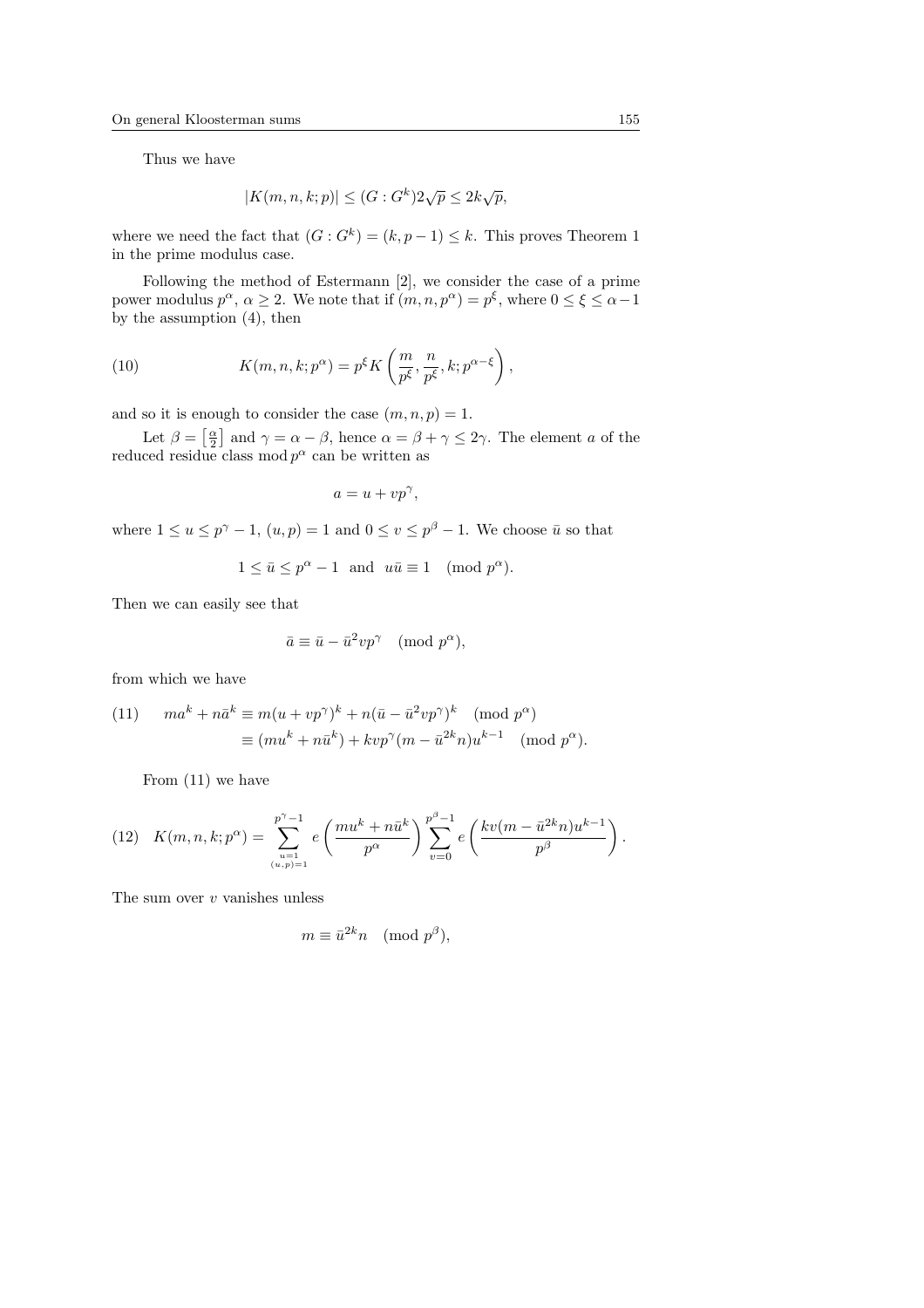Thus we have

$$|K(m,n,k;p)| \le (G:G^k)2\sqrt{p} \le 2k\sqrt{p},$$

where we need the fact that $(G:G^k) = (k,p-1) \le k$. This proves Theorem 1 in the prime modulus case.

Following the method of Estermann [2], we consider the case of a prime power modulus $p^\alpha$, $\alpha \ge 2$. We note that if $(m,n,p^\alpha) = p^\xi$, where $0 \le \xi \le \alpha - 1$ by the assumption (4), then

$$K(m,n,k;p^\alpha) = p^\xi K\left(\frac{m}{p^\xi}, \frac{n}{p^\xi}, k; p^{\alpha-\xi}\right), \tag{10}$$

and so it is enough to consider the case $(m,n,p) = 1$.

Let $\beta = \left[\frac{\alpha}{2}\right]$ and $\gamma = \alpha - \beta$, hence $\alpha = \beta + \gamma \le 2\gamma$. The element $a$ of the reduced residue class $\bmod\, p^\alpha$ can be written as

$$a = u + vp^\gamma,$$

where $1 \le u \le p^\gamma - 1$, $(u,p) = 1$ and $0 \le v \le p^\beta - 1$. We choose $\bar{u}$ so that

$$1 \le \bar{u} \le p^\alpha - 1 \quad \text{and} \quad u\bar{u} \equiv 1 \pmod{p^\alpha}.$$

Then we can easily see that

$$\bar{a} \equiv \bar{u} - \bar{u}^2 vp^\gamma \pmod{p^\alpha},$$

from which we have

$$\begin{aligned} ma^k + n\bar{a}^k &\equiv m(u+vp^\gamma)^k + n(\bar{u} - \bar{u}^2vp^\gamma)^k \pmod{p^\alpha} \\ &\equiv (mu^k + n\bar{u}^k) + kvp^\gamma(m - \bar{u}^{2k}n)u^{k-1} \pmod{p^\alpha}. \end{aligned} \tag{11}$$

From (11) we have

$$K(m,n,k;p^\alpha) = \sum_{\substack{u=1 \\ (u,p)=1}}^{p^\gamma-1} e\left(\frac{mu^k + n\bar{u}^k}{p^\alpha}\right) \sum_{v=0}^{p^\beta-1} e\left(\frac{kv(m - \bar{u}^{2k}n)u^{k-1}}{p^\beta}\right). \tag{12}$$

The sum over $v$ vanishes unless

$$m \equiv \bar{u}^{2k}n \pmod{p^\beta},$$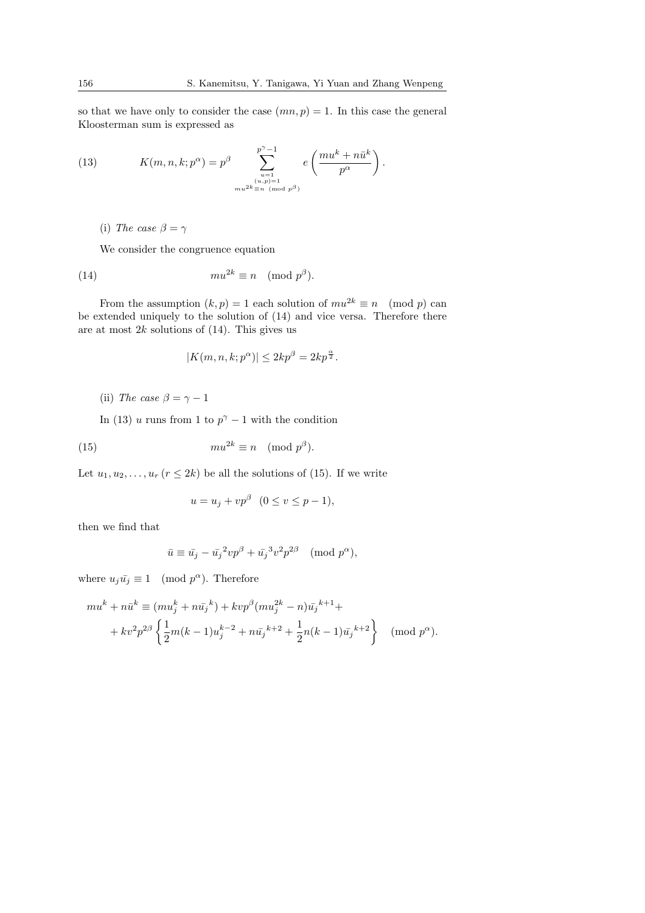so that we have only to consider the case $(mn, p) = 1$. In this case the general Kloosterman sum is expressed as

$$K(m, n, k; p^\alpha) = p^\beta \sum_{\substack{u=1 \\ (u,p)=1 \\ mu^{2k} \equiv n \pmod{p^\beta}}}^{p^\gamma - 1} e\left(\frac{mu^k + n\bar{u}^k}{p^\alpha}\right). \tag{13}$$

(i) *The case* $\beta = \gamma$

We consider the congruence equation

$$mu^{2k} \equiv n \pmod{p^\beta}. \tag{14}$$

From the assumption $(k, p) = 1$ each solution of $mu^{2k} \equiv n \pmod{p}$ can be extended uniquely to the solution of (14) and vice versa. Therefore there are at most $2k$ solutions of (14). This gives us

$$|K(m, n, k; p^\alpha)| \leq 2kp^\beta = 2kp^{\frac{\alpha}{2}}.$$

(ii) *The case* $\beta = \gamma - 1$

In (13) $u$ runs from 1 to $p^\gamma - 1$ with the condition

$$mu^{2k} \equiv n \pmod{p^\beta}. \tag{15}$$

Let $u_1, u_2, \ldots, u_r$ $(r \leq 2k)$ be all the solutions of (15). If we write

$$u = u_j + vp^\beta \quad (0 \leq v \leq p - 1),$$

then we find that

$$\bar{u} \equiv \bar{u_j} - \bar{u_j}^2 vp^\beta + \bar{u_j}^3 v^2 p^{2\beta} \pmod{p^\alpha},$$

where $u_j \bar{u_j} \equiv 1 \pmod{p^\alpha}$. Therefore

$$\begin{aligned} mu^k + n\bar{u}^k &\equiv (mu_j^k + n\bar{u_j}^k) + kvp^\beta(mu_j^{2k} - n)\bar{u_j}^{k+1} + \\ &+ kv^2p^{2\beta}\left\{\frac{1}{2}m(k-1)u_j^{k-2} + n\bar{u_j}^{k+2} + \frac{1}{2}n(k-1)\bar{u_j}^{k+2}\right\} \pmod{p^\alpha}. \end{aligned}$$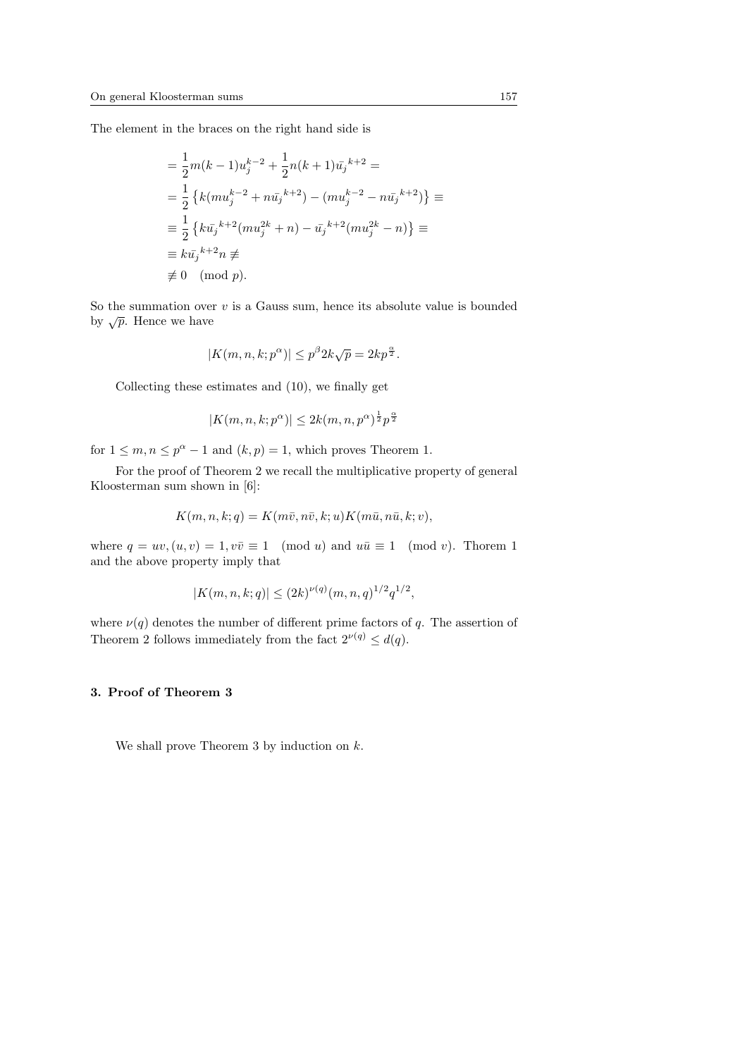The element in the braces on the right hand side is

$$
\begin{aligned}
&= \frac{1}{2} m(k-1) u_j^{k-2} + \frac{1}{2} n(k+1) \bar{u_j}^{k+2} = \\
&= \frac{1}{2} \left\{ k(m u_j^{k-2} + n \bar{u_j}^{k+2}) - (m u_j^{k-2} - n \bar{u_j}^{k+2}) \right\} \equiv \\
&\equiv \frac{1}{2} \left\{ k \bar{u_j}^{k+2} (m u_j^{2k} + n) - \bar{u_j}^{k+2} (m u_j^{2k} - n) \right\} \equiv \\
&\equiv k \bar{u_j}^{k+2} n \not\equiv \\
&\not\equiv 0 \pmod{p}.
\end{aligned}
$$

So the summation over $v$ is a Gauss sum, hence its absolute value is bounded by $\sqrt{p}$. Hence we have

$$
|K(m, n, k; p^\alpha)| \le p^\beta 2k \sqrt{p} = 2k p^{\frac{\alpha}{2}}.
$$

Collecting these estimates and (10), we finally get

$$
|K(m, n, k; p^\alpha)| \le 2k (m, n, p^\alpha)^{\frac{1}{2}} p^{\frac{\alpha}{2}}
$$

for $1 \le m, n \le p^\alpha - 1$ and $(k, p) = 1$, which proves Theorem 1.

For the proof of Theorem 2 we recall the multiplicative property of general Kloosterman sum shown in [6]:

$$
K(m, n, k; q) = K(m\bar{v}, n\bar{v}, k; u) K(m\bar{u}, n\bar{u}, k; v),
$$

where $q = uv, (u, v) = 1, v\bar{v} \equiv 1 \pmod{u}$ and $u\bar{u} \equiv 1 \pmod{v}$. Thorem 1 and the above property imply that

$$
|K(m, n, k; q)| \le (2k)^{\nu(q)} (m, n, q)^{1/2} q^{1/2},
$$

where $\nu(q)$ denotes the number of different prime factors of $q$. The assertion of Theorem 2 follows immediately from the fact $2^{\nu(q)} \le d(q)$.

### 3. Proof of Theorem 3

We shall prove Theorem 3 by induction on $k$.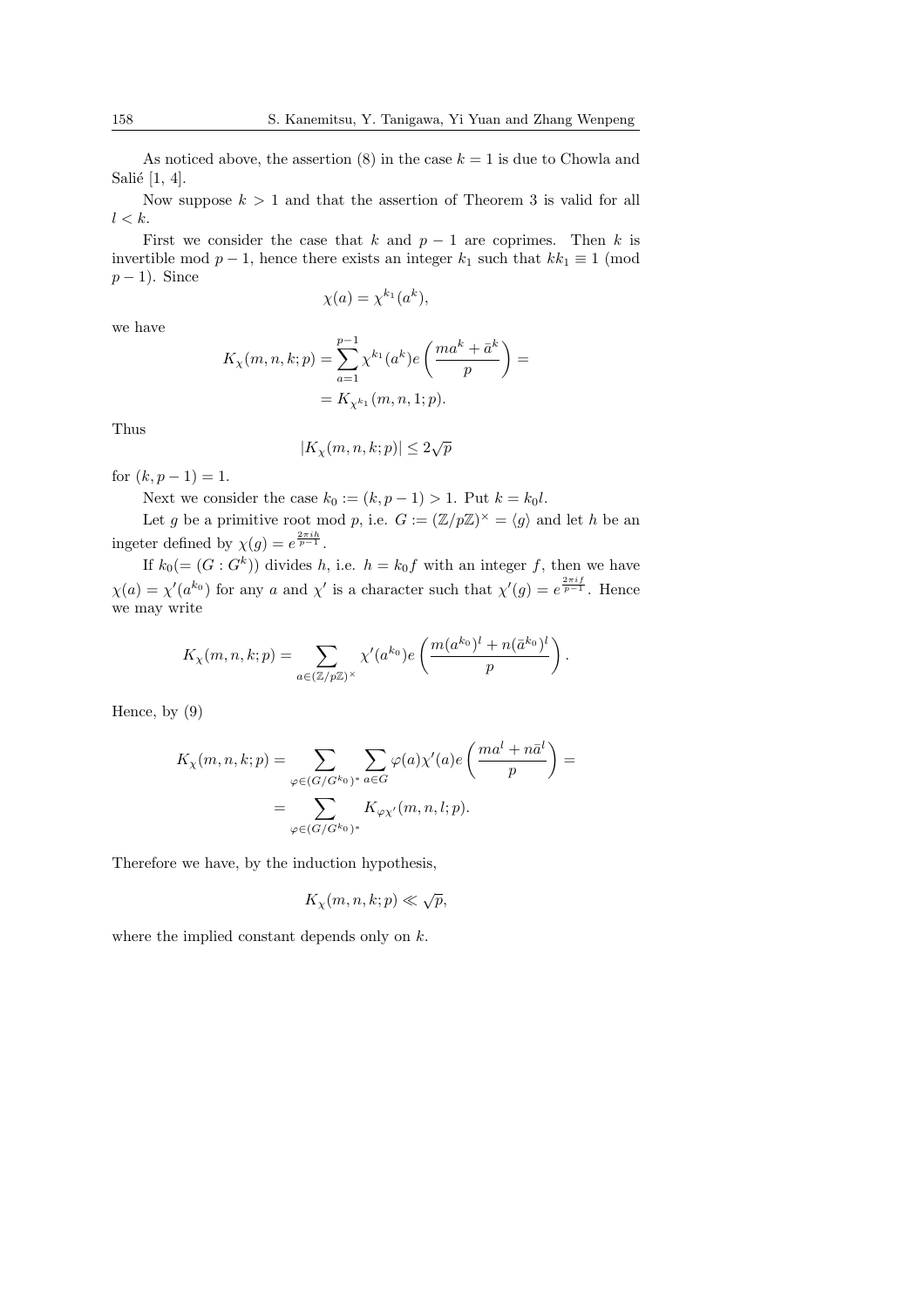As noticed above, the assertion (8) in the case $k = 1$ is due to Chowla and Salié [1, 4].

Now suppose $k > 1$ and that the assertion of Theorem 3 is valid for all $l < k$.

First we consider the case that $k$ and $p-1$ are coprimes. Then $k$ is invertible mod $p-1$, hence there exists an integer $k_1$ such that $kk_1 \equiv 1$ (mod $p-1$). Since

$$\chi(a) = \chi^{k_1}(a^k),$$

we have

$$K_\chi(m, n, k; p) = \sum_{a=1}^{p-1} \chi^{k_1}(a^k) e\left(\frac{ma^k + \bar{a}^k}{p}\right) =$$
$$= K_{\chi^{k_1}}(m, n, 1; p).$$

Thus

$$|K_\chi(m, n, k; p)| \leq 2\sqrt{p}$$

for $(k, p-1) = 1$.

Next we consider the case $k_0 := (k, p-1) > 1$. Put $k = k_0 l$.

Let $g$ be a primitive root mod $p$, i.e. $G := (\mathbb{Z}/p\mathbb{Z})^\times = \langle g \rangle$ and let $h$ be an ingeter defined by $\chi(g) = e^{\frac{2\pi i h}{p-1}}$.

If $k_0 (= (G : G^k))$ divides $h$, i.e. $h = k_0 f$ with an integer $f$, then we have $\chi(a) = \chi'(a^{k_0})$ for any $a$ and $\chi'$ is a character such that $\chi'(g) = e^{\frac{2\pi i f}{p-1}}$. Hence we may write

$$K_\chi(m, n, k; p) = \sum_{a \in (\mathbb{Z}/p\mathbb{Z})^\times} \chi'(a^{k_0}) e\left(\frac{m(a^{k_0})^l + n(\bar{a}^{k_0})^l}{p}\right).$$

Hence, by (9)

$$K_\chi(m, n, k; p) = \sum_{\varphi \in (G/G^{k_0})^*} \sum_{a \in G} \varphi(a) \chi'(a) e\left(\frac{ma^l + n\bar{a}^l}{p}\right) =$$
$$= \sum_{\varphi \in (G/G^{k_0})^*} K_{\varphi\chi'}(m, n, l; p).$$

Therefore we have, by the induction hypothesis,

$$K_\chi(m, n, k; p) \ll \sqrt{p},$$

where the implied constant depends only on $k$.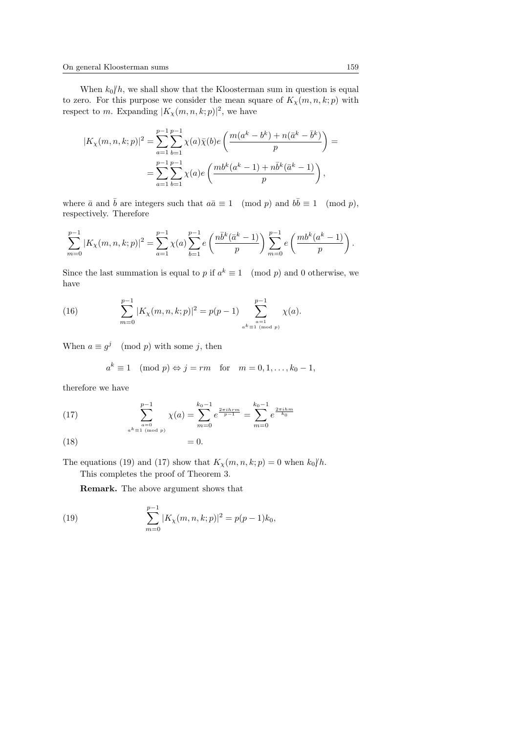When $k_0 \not| h$, we shall show that the Kloosterman sum in question is equal to zero. For this purpose we consider the mean square of $K_\chi(m,n,k;p)$ with respect to $m$. Expanding $|K_\chi(m,n,k;p)|^2$, we have

$$
\begin{aligned}
|K_\chi(m,n,k;p)|^2 &= \sum_{a=1}^{p-1}\sum_{b=1}^{p-1} \chi(a)\bar{\chi}(b) e\left(\frac{m(a^k - b^k) + n(\bar{a}^k - \bar{b}^k)}{p}\right) = \\
&= \sum_{a=1}^{p-1}\sum_{b=1}^{p-1} \chi(a) e\left(\frac{m b^k (a^k - 1) + n \bar{b}^k (\bar{a}^k - 1)}{p}\right),
\end{aligned}
$$

where $\bar{a}$ and $\bar{b}$ are integers such that $a\bar{a} \equiv 1 \pmod p$ and $b\bar{b} \equiv 1 \pmod p$, respectively. Therefore

$$
\sum_{m=0}^{p-1} |K_\chi(m,n,k;p)|^2 = \sum_{a=1}^{p-1} \chi(a) \sum_{b=1}^{p-1} e\left(\frac{n\bar{b}^k(\bar{a}^k - 1)}{p}\right) \sum_{m=0}^{p-1} e\left(\frac{m b^k (a^k - 1)}{p}\right).
$$

Since the last summation is equal to $p$ if $a^k \equiv 1 \pmod p$ and 0 otherwise, we have

$$
\sum_{m=0}^{p-1} |K_\chi(m,n,k;p)|^2 = p(p-1) \sum_{\substack{a=1 \\ a^k \equiv 1 \pmod p}}^{p-1} \chi(a). \tag{16}
$$

When $a \equiv g^j \pmod p$ with some $j$, then

$$
a^k \equiv 1 \pmod p \Leftrightarrow j = rm \quad \text{for} \quad m = 0, 1, \ldots, k_0 - 1,
$$

therefore we have

$$
\sum_{\substack{a=0 \\ a^k \equiv 1 \pmod p}}^{p-1} \chi(a) = \sum_{m=0}^{k_0 - 1} e^{\frac{2\pi i h r m}{p-1}} = \sum_{m=0}^{k_0-1} e^{\frac{2\pi i h m}{k_0}} \tag{17}
$$

$$
= 0. \tag{18}
$$

The equations (19) and (17) show that $K_\chi(m,n,k;p) = 0$ when $k_0 \not| h$.

This completes the proof of Theorem 3.

**Remark.** The above argument shows that

$$
\sum_{m=0}^{p-1} |K_\chi(m,n,k;p)|^2 = p(p-1)k_0, \tag{19}
$$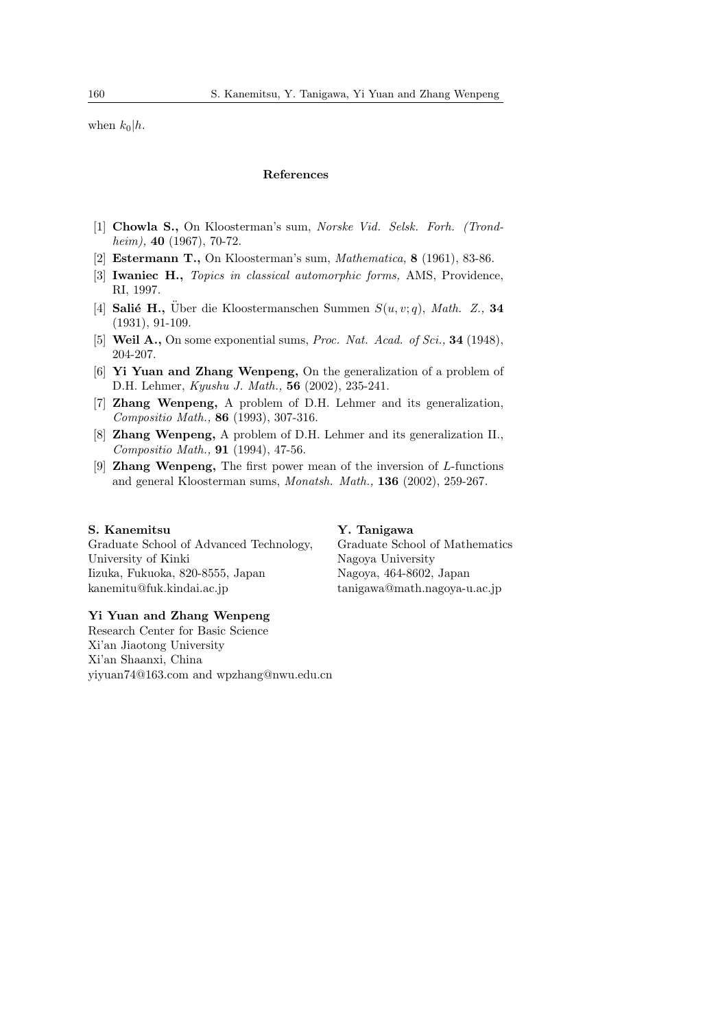when $k_0|h$.

## References

[1] **Chowla S.,** On Kloosterman's sum, *Norske Vid. Selsk. Forh. (Trondheim),* **40** (1967), 70-72.

[2] **Estermann T.,** On Kloosterman's sum, *Mathematica,* **8** (1961), 83-86.

[3] **Iwaniec H.,** *Topics in classical automorphic forms,* AMS, Providence, RI, 1997.

[4] **Salié H.,** Über die Kloostermanschen Summen $S(u, v; q)$, *Math. Z.,* **34** (1931), 91-109.

[5] **Weil A.,** On some exponential sums, *Proc. Nat. Acad. of Sci.,* **34** (1948), 204-207.

[6] **Yi Yuan and Zhang Wenpeng,** On the generalization of a problem of D.H. Lehmer, *Kyushu J. Math.,* **56** (2002), 235-241.

[7] **Zhang Wenpeng,** A problem of D.H. Lehmer and its generalization, *Compositio Math.,* **86** (1993), 307-316.

[8] **Zhang Wenpeng,** A problem of D.H. Lehmer and its generalization II., *Compositio Math.,* **91** (1994), 47-56.

[9] **Zhang Wenpeng,** The first power mean of the inversion of $L$-functions and general Kloosterman sums, *Monatsh. Math.,* **136** (2002), 259-267.

**S. Kanemitsu**
Graduate School of Advanced Technology,
University of Kinki
Iizuka, Fukuoka, 820-8555, Japan
kanemitu@fuk.kindai.ac.jp

**Y. Tanigawa**
Graduate School of Mathematics
Nagoya University
Nagoya, 464-8602, Japan
tanigawa@math.nagoya-u.ac.jp

**Yi Yuan and Zhang Wenpeng**
Research Center for Basic Science
Xi'an Jiaotong University
Xi'an Shaanxi, China
yiyuan74@163.com and wpzhang@nwu.edu.cn